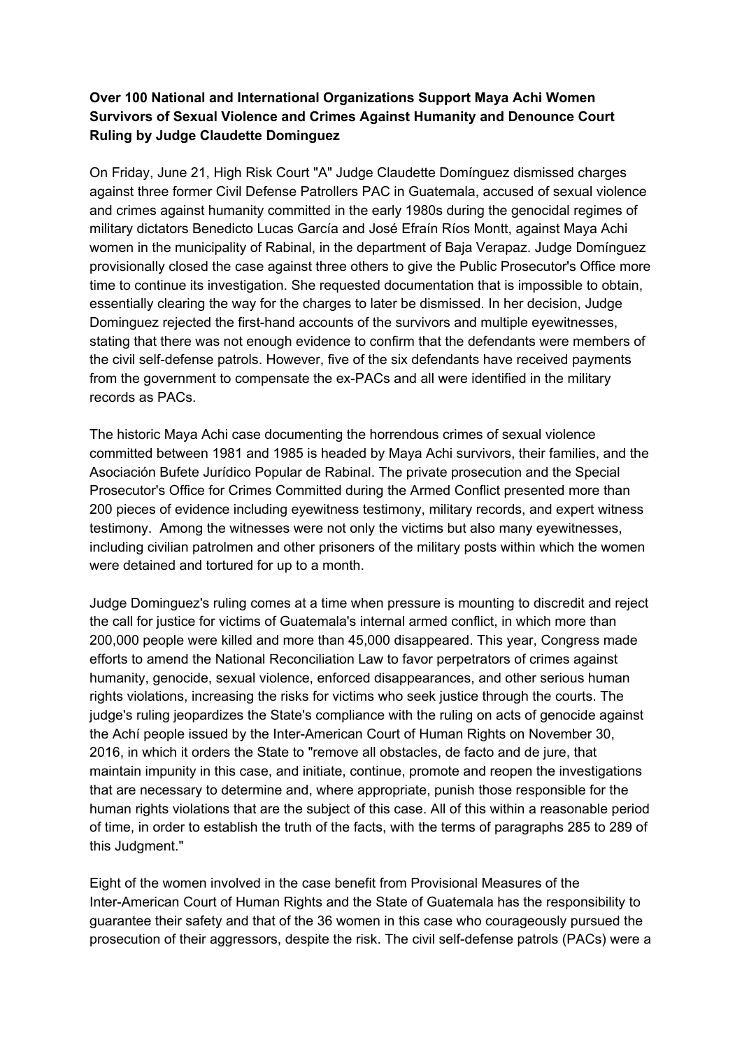**Over 100 National and International Organizations Support Maya Achi Women Survivors of Sexual Violence and Crimes Against Humanity and Denounce Court Ruling by Judge Claudette Dominguez**

On Friday, June 21, High Risk Court "A" Judge Claudette Domínguez dismissed charges against three former Civil Defense Patrollers PAC in Guatemala, accused of sexual violence and crimes against humanity committed in the early 1980s during the genocidal regimes of military dictators Benedicto Lucas García and José Efraín Ríos Montt, against Maya Achi women in the municipality of Rabinal, in the department of Baja Verapaz. Judge Domínguez provisionally closed the case against three others to give the Public Prosecutor's Office more time to continue its investigation. She requested documentation that is impossible to obtain, essentially clearing the way for the charges to later be dismissed. In her decision, Judge Dominguez rejected the first-hand accounts of the survivors and multiple eyewitnesses, stating that there was not enough evidence to confirm that the defendants were members of the civil self-defense patrols. However, five of the six defendants have received payments from the government to compensate the ex-PACs and all were identified in the military records as PACs.

The historic Maya Achi case documenting the horrendous crimes of sexual violence committed between 1981 and 1985 is headed by Maya Achi survivors, their families, and the Asociación Bufete Jurídico Popular de Rabinal. The private prosecution and the Special Prosecutor's Office for Crimes Committed during the Armed Conflict presented more than 200 pieces of evidence including eyewitness testimony, military records, and expert witness testimony. Among the witnesses were not only the victims but also many eyewitnesses, including civilian patrolmen and other prisoners of the military posts within which the women were detained and tortured for up to a month.

Judge Dominguez's ruling comes at a time when pressure is mounting to discredit and reject the call for justice for victims of Guatemala's internal armed conflict, in which more than 200,000 people were killed and more than 45,000 disappeared. This year, Congress made efforts to amend the National Reconciliation Law to favor perpetrators of crimes against humanity, genocide, sexual violence, enforced disappearances, and other serious human rights violations, increasing the risks for victims who seek justice through the courts. The judge's ruling jeopardizes the State's compliance with the ruling on acts of genocide against the Achí people issued by the Inter-American Court of Human Rights on November 30, 2016, in which it orders the State to "remove all obstacles, de facto and de jure, that maintain impunity in this case, and initiate, continue, promote and reopen the investigations that are necessary to determine and, where appropriate, punish those responsible for the human rights violations that are the subject of this case. All of this within a reasonable period of time, in order to establish the truth of the facts, with the terms of paragraphs 285 to 289 of this Judgment."

Eight of the women involved in the case benefit from Provisional Measures of the Inter-American Court of Human Rights and the State of Guatemala has the responsibility to guarantee their safety and that of the 36 women in this case who courageously pursued the prosecution of their aggressors, despite the risk. The civil self-defense patrols (PACs) were a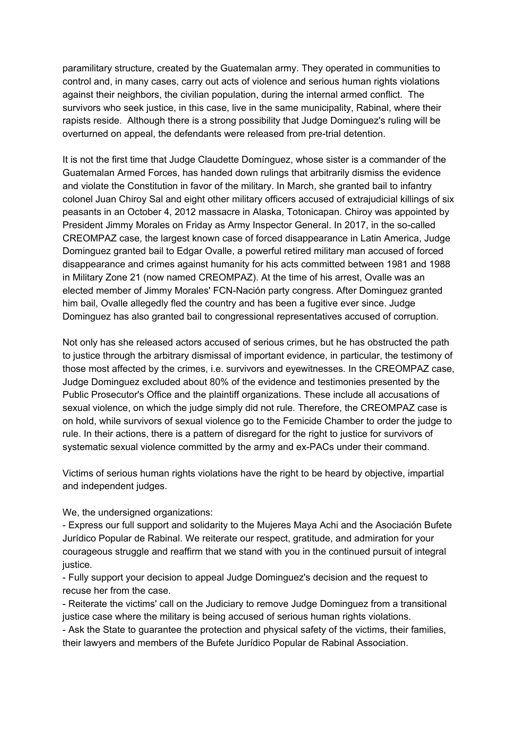paramilitary structure, created by the Guatemalan army. They operated in communities to control and, in many cases, carry out acts of violence and serious human rights violations against their neighbors, the civilian population, during the internal armed conflict. The survivors who seek justice, in this case, live in the same municipality, Rabinal, where their rapists reside. Although there is a strong possibility that Judge Dominguez's ruling will be overturned on appeal, the defendants were released from pre-trial detention.

It is not the first time that Judge Claudette Domínguez, whose sister is a commander of the Guatemalan Armed Forces, has handed down rulings that arbitrarily dismiss the evidence and violate the Constitution in favor of the military. In March, she granted bail to infantry colonel Juan Chiroy Sal and eight other military officers accused of extrajudicial killings of six peasants in an October 4, 2012 massacre in Alaska, Totonicapan. Chiroy was appointed by President Jimmy Morales on Friday as Army Inspector General. In 2017, in the so-called CREOMPAZ case, the largest known case of forced disappearance in Latin America, Judge Dominguez granted bail to Edgar Ovalle, a powerful retired military man accused of forced disappearance and crimes against humanity for his acts committed between 1981 and 1988 in Military Zone 21 (now named CREOMPAZ). At the time of his arrest, Ovalle was an elected member of Jimmy Morales' FCN-Nación party congress. After Dominguez granted him bail, Ovalle allegedly fled the country and has been a fugitive ever since. Judge Dominguez has also granted bail to congressional representatives accused of corruption.

Not only has she released actors accused of serious crimes, but he has obstructed the path to justice through the arbitrary dismissal of important evidence, in particular, the testimony of those most affected by the crimes, i.e. survivors and eyewitnesses. In the CREOMPAZ case, Judge Dominguez excluded about 80% of the evidence and testimonies presented by the Public Prosecutor's Office and the plaintiff organizations. These include all accusations of sexual violence, on which the judge simply did not rule. Therefore, the CREOMPAZ case is on hold, while survivors of sexual violence go to the Femicide Chamber to order the judge to rule. In their actions, there is a pattern of disregard for the right to justice for survivors of systematic sexual violence committed by the army and ex-PACs under their command.

Victims of serious human rights violations have the right to be heard by objective, impartial and independent judges.

We, the undersigned organizations:

- Express our full support and solidarity to the Mujeres Maya Achi and the Asociación Bufete Jurídico Popular de Rabinal. We reiterate our respect, gratitude, and admiration for your courageous struggle and reaffirm that we stand with you in the continued pursuit of integral justice.
- Fully support your decision to appeal Judge Dominguez's decision and the request to recuse her from the case.
- Reiterate the victims' call on the Judiciary to remove Judge Dominguez from a transitional justice case where the military is being accused of serious human rights violations.
- Ask the State to guarantee the protection and physical safety of the victims, their families, their lawyers and members of the Bufete Jurídico Popular de Rabinal Association.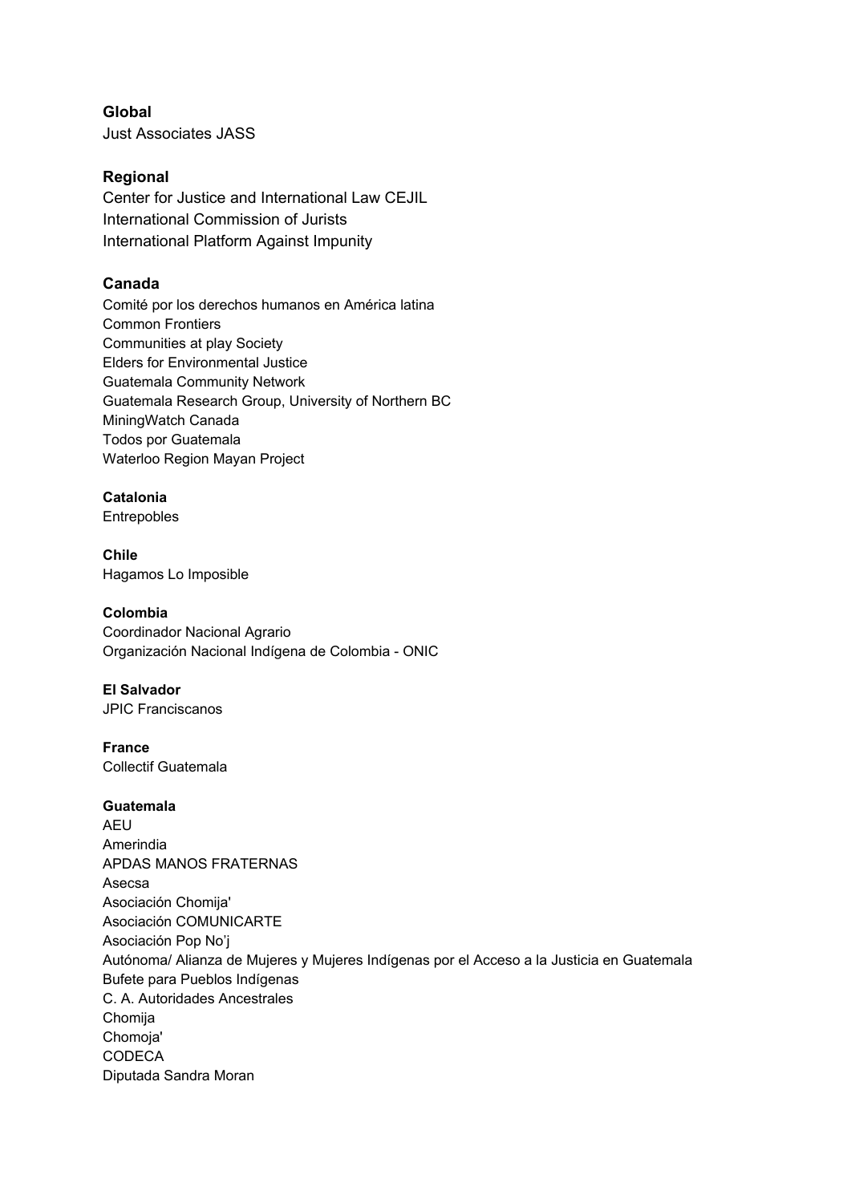**Global**

Just Associates JASS

**Regional**

Center for Justice and International Law CEJIL
International Commission of Jurists
International Platform Against Impunity

**Canada**

Comité por los derechos humanos en América latina
Common Frontiers
Communities at play Society
Elders for Environmental Justice
Guatemala Community Network
Guatemala Research Group, University of Northern BC
MiningWatch Canada
Todos por Guatemala
Waterloo Region Mayan Project

**Catalonia**

Entrepobles

**Chile**

Hagamos Lo Imposible

**Colombia**

Coordinador Nacional Agrario
Organización Nacional Indígena de Colombia - ONIC

**El Salvador**

JPIC Franciscanos

**France**

Collectif Guatemala

**Guatemala**

AEU
Amerindia
APDAS MANOS FRATERNAS
Asecsa
Asociación Chomija'
Asociación COMUNICARTE
Asociación Pop No'j
Autónoma/ Alianza de Mujeres y Mujeres Indígenas por el Acceso a la Justicia en Guatemala
Bufete para Pueblos Indígenas
C. A. Autoridades Ancestrales
Chomija
Chomoja'
CODECA
Diputada Sandra Moran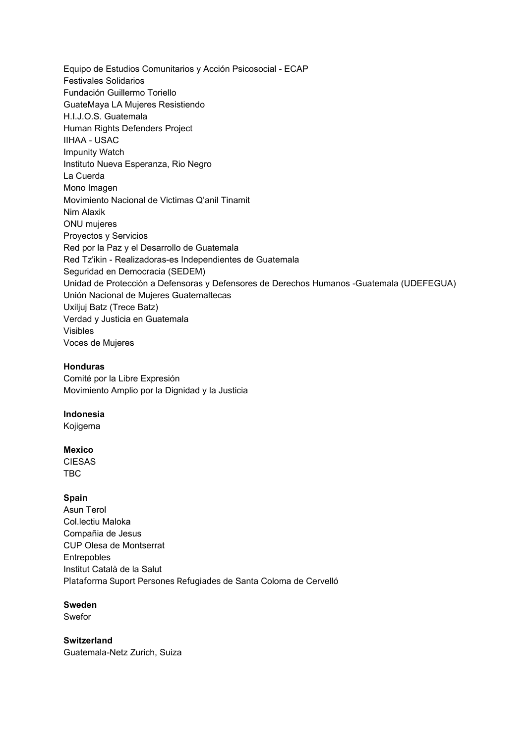Equipo de Estudios Comunitarios y Acción Psicosocial - ECAP
Festivales Solidarios
Fundación Guillermo Toriello
GuateMaya LA Mujeres Resistiendo
H.I.J.O.S. Guatemala
Human Rights Defenders Project
IIHAA - USAC
Impunity Watch
Instituto Nueva Esperanza, Rio Negro
La Cuerda
Mono Imagen
Movimiento Nacional de Victimas Q'anil Tinamit
Nim Alaxik
ONU mujeres
Proyectos y Servicios
Red por la Paz y el Desarrollo de Guatemala
Red Tz'ikin - Realizadoras-es Independientes de Guatemala
Seguridad en Democracia (SEDEM)
Unidad de Protección a Defensoras y Defensores de Derechos Humanos -Guatemala (UDEFEGUA)
Unión Nacional de Mujeres Guatemaltecas
Uxiljuj Batz (Trece Batz)
Verdad y Justicia en Guatemala
Visibles
Voces de Mujeres

**Honduras**
Comité por la Libre Expresión
Movimiento Amplio por la Dignidad y la Justicia

**Indonesia**
Kojigema

**Mexico**
CIESAS
TBC

**Spain**
Asun Terol
Col.lectiu Maloka
Compañia de Jesus
CUP Olesa de Montserrat
Entrepobles
Institut Català de la Salut
Plataforma Suport Persones Refugiades de Santa Coloma de Cervelló

**Sweden**
Swefor

**Switzerland**
Guatemala-Netz Zurich, Suiza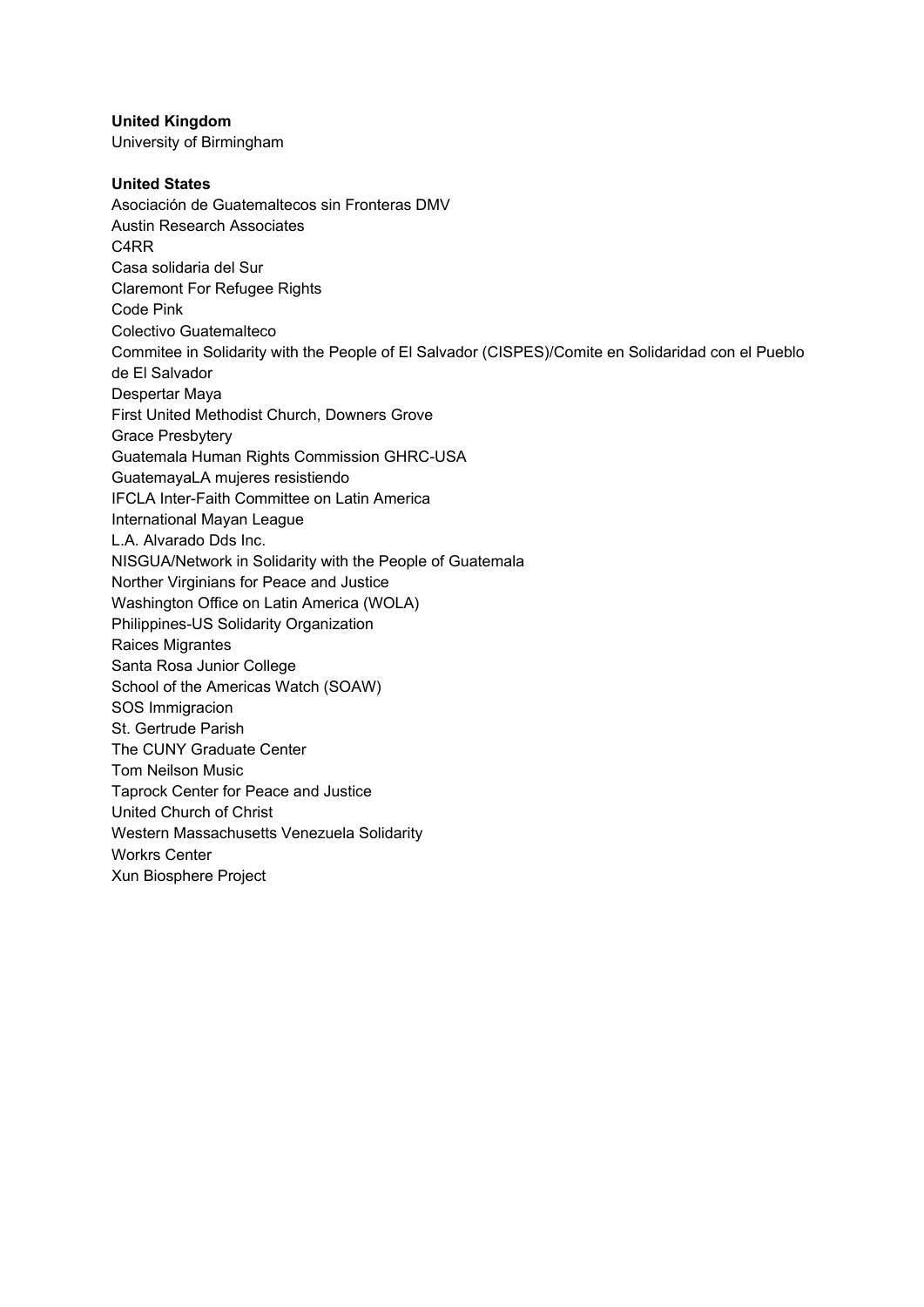**United Kingdom**

University of Birmingham

**United States**

Asociación de Guatemaltecos sin Fronteras DMV
Austin Research Associates
C4RR
Casa solidaria del Sur
Claremont For Refugee Rights
Code Pink
Colectivo Guatemalteco
Commitee in Solidarity with the People of El Salvador (CISPES)/Comite en Solidaridad con el Pueblo de El Salvador
Despertar Maya
First United Methodist Church, Downers Grove
Grace Presbytery
Guatemala Human Rights Commission GHRC-USA
GuatemayaLA mujeres resistiendo
IFCLA Inter-Faith Committee on Latin America
International Mayan League
L.A. Alvarado Dds Inc.
NISGUA/Network in Solidarity with the People of Guatemala
Norther Virginians for Peace and Justice
Washington Office on Latin America (WOLA)
Philippines-US Solidarity Organization
Raices Migrantes
Santa Rosa Junior College
School of the Americas Watch (SOAW)
SOS Immigracion
St. Gertrude Parish
The CUNY Graduate Center
Tom Neilson Music
Taprock Center for Peace and Justice
United Church of Christ
Western Massachusetts Venezuela Solidarity
Workrs Center
Xun Biosphere Project